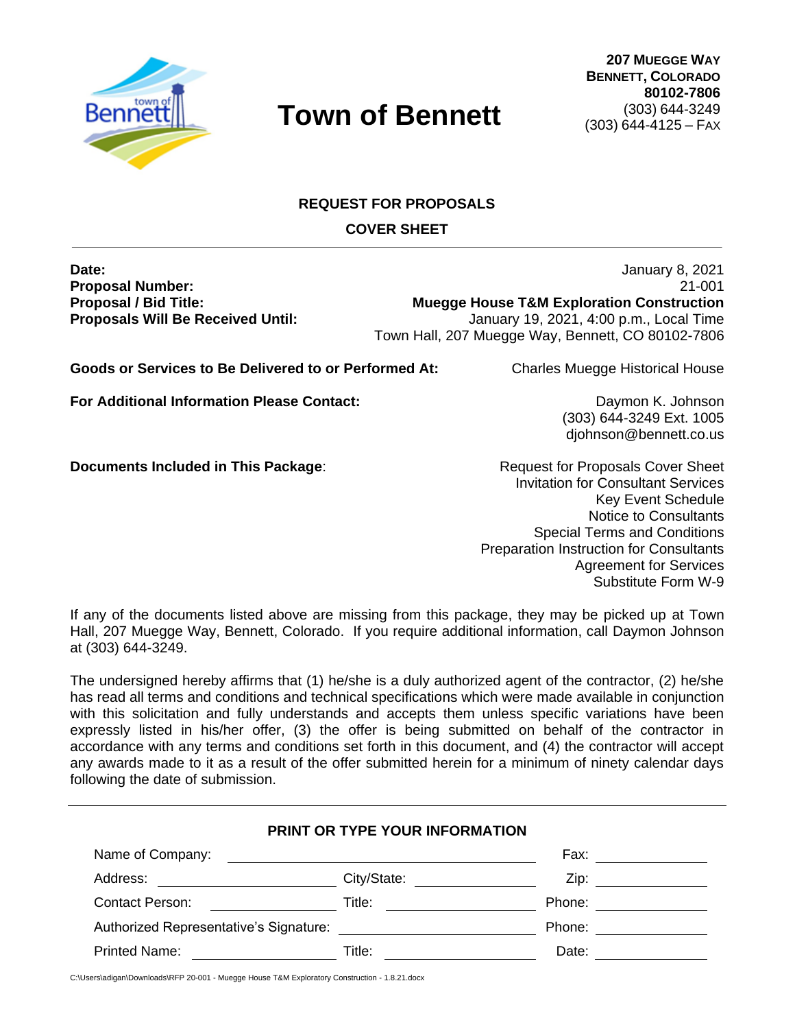# Town of Bennett

**207 MUEGGE WAY**
**BENNETT, COLORADO**
**80102-7806**
(303) 644-3249
(303) 644-4125 – FAX

## REQUEST FOR PROPOSALS

## COVER SHEET

**Date:** January 8, 2021
**Proposal Number:** 21-001
**Proposal / Bid Title:** **Muegge House T&M Exploration Construction**
**Proposals Will Be Received Until:** January 19, 2021, 4:00 p.m., Local Time
Town Hall, 207 Muegge Way, Bennett, CO 80102-7806

**Goods or Services to Be Delivered to or Performed At:** Charles Muegge Historical House

**For Additional Information Please Contact:** Daymon K. Johnson
(303) 644-3249 Ext. 1005
djohnson@bennett.co.us

**Documents Included in This Package**:
- Request for Proposals Cover Sheet
- Invitation for Consultant Services
- Key Event Schedule
- Notice to Consultants
- Special Terms and Conditions
- Preparation Instruction for Consultants
- Agreement for Services
- Substitute Form W-9

If any of the documents listed above are missing from this package, they may be picked up at Town Hall, 207 Muegge Way, Bennett, Colorado. If you require additional information, call Daymon Johnson at (303) 644-3249.

The undersigned hereby affirms that (1) he/she is a duly authorized agent of the contractor, (2) he/she has read all terms and conditions and technical specifications which were made available in conjunction with this solicitation and fully understands and accepts them unless specific variations have been expressly listed in his/her offer, (3) the offer is being submitted on behalf of the contractor in accordance with any terms and conditions set forth in this document, and (4) the contractor will accept any awards made to it as a result of the offer submitted herein for a minimum of ninety calendar days following the date of submission.

### PRINT OR TYPE YOUR INFORMATION

Name of Company: ______________________ Fax: ____________

Address: ____________ City/State: ____________ Zip: ____________

Contact Person: ____________ Title: ____________ Phone: ____________

Authorized Representative's Signature: ____________ Phone: ____________

Printed Name: ____________ Title: ____________ Date: ____________

C:\Users\adigan\Downloads\RFP 20-001 - Muegge House T&M Exploratory Construction - 1.8.21.docx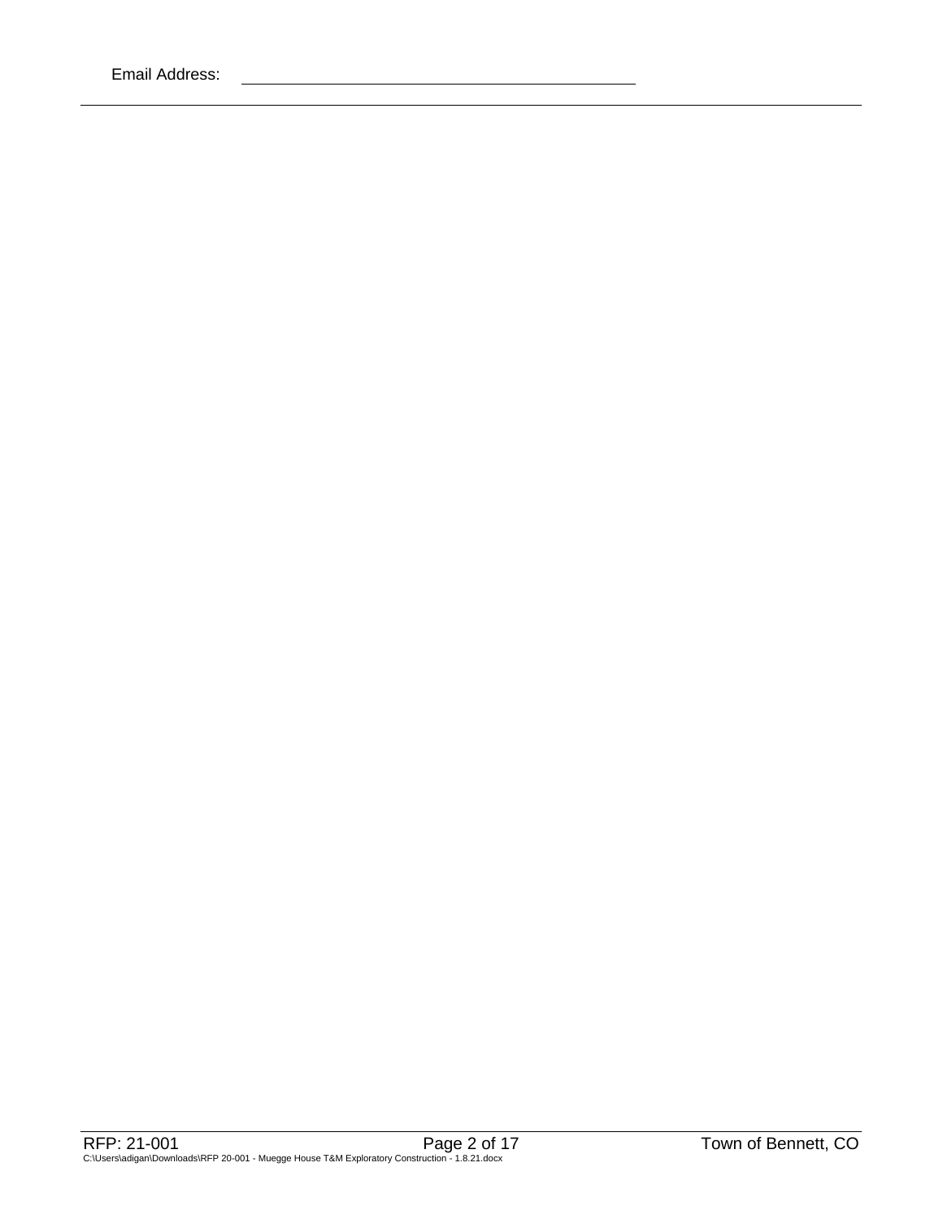Email Address: \_\_\_\_\_\_\_\_\_\_\_\_\_\_\_\_\_\_\_\_\_\_\_\_\_\_\_\_\_\_\_\_\_\_\_\_\_\_\_\_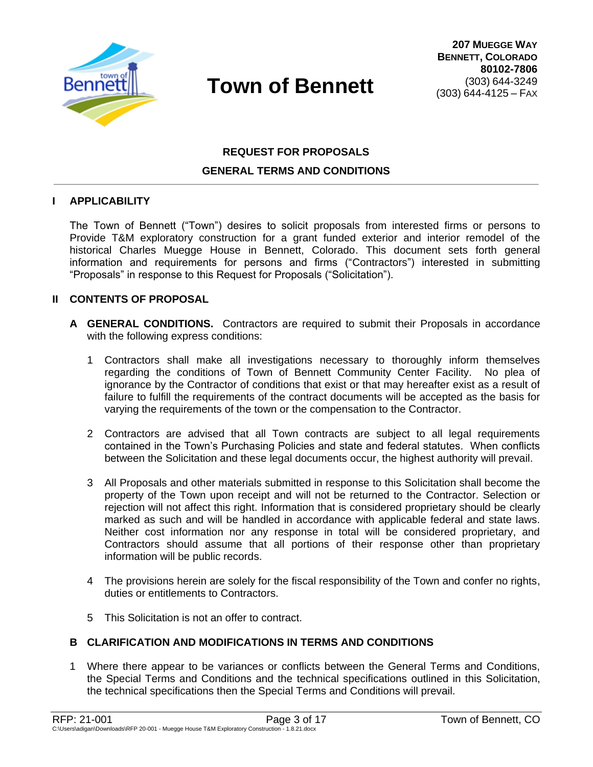# Town of Bennett

**207 Muegge Way**
**Bennett, Colorado**
**80102-7806**
(303) 644-3249
(303) 644-4125 – Fax

## REQUEST FOR PROPOSALS
## GENERAL TERMS AND CONDITIONS

### I APPLICABILITY

The Town of Bennett ("Town") desires to solicit proposals from interested firms or persons to Provide T&M exploratory construction for a grant funded exterior and interior remodel of the historical Charles Muegge House in Bennett, Colorado. This document sets forth general information and requirements for persons and firms ("Contractors") interested in submitting "Proposals" in response to this Request for Proposals ("Solicitation").

### II CONTENTS OF PROPOSAL

**A GENERAL CONDITIONS.** Contractors are required to submit their Proposals in accordance with the following express conditions:

1. Contractors shall make all investigations necessary to thoroughly inform themselves regarding the conditions of Town of Bennett Community Center Facility. No plea of ignorance by the Contractor of conditions that exist or that may hereafter exist as a result of failure to fulfill the requirements of the contract documents will be accepted as the basis for varying the requirements of the town or the compensation to the Contractor.

2. Contractors are advised that all Town contracts are subject to all legal requirements contained in the Town's Purchasing Policies and state and federal statutes. When conflicts between the Solicitation and these legal documents occur, the highest authority will prevail.

3. All Proposals and other materials submitted in response to this Solicitation shall become the property of the Town upon receipt and will not be returned to the Contractor. Selection or rejection will not affect this right. Information that is considered proprietary should be clearly marked as such and will be handled in accordance with applicable federal and state laws. Neither cost information nor any response in total will be considered proprietary, and Contractors should assume that all portions of their response other than proprietary information will be public records.

4. The provisions herein are solely for the fiscal responsibility of the Town and confer no rights, duties or entitlements to Contractors.

5. This Solicitation is not an offer to contract.

**B CLARIFICATION AND MODIFICATIONS IN TERMS AND CONDITIONS**

1. Where there appear to be variances or conflicts between the General Terms and Conditions, the Special Terms and Conditions and the technical specifications outlined in this Solicitation, the technical specifications then the Special Terms and Conditions will prevail.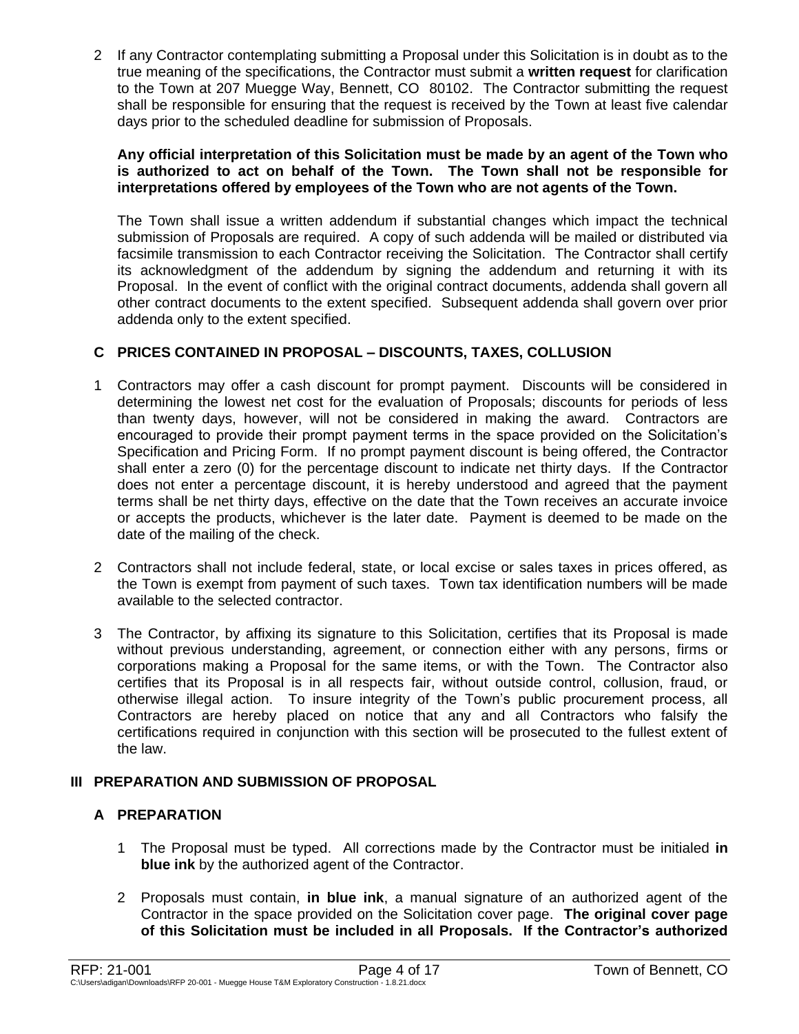2 If any Contractor contemplating submitting a Proposal under this Solicitation is in doubt as to the true meaning of the specifications, the Contractor must submit a **written request** for clarification to the Town at 207 Muegge Way, Bennett, CO 80102. The Contractor submitting the request shall be responsible for ensuring that the request is received by the Town at least five calendar days prior to the scheduled deadline for submission of Proposals.

**Any official interpretation of this Solicitation must be made by an agent of the Town who is authorized to act on behalf of the Town. The Town shall not be responsible for interpretations offered by employees of the Town who are not agents of the Town.**

The Town shall issue a written addendum if substantial changes which impact the technical submission of Proposals are required. A copy of such addenda will be mailed or distributed via facsimile transmission to each Contractor receiving the Solicitation. The Contractor shall certify its acknowledgment of the addendum by signing the addendum and returning it with its Proposal. In the event of conflict with the original contract documents, addenda shall govern all other contract documents to the extent specified. Subsequent addenda shall govern over prior addenda only to the extent specified.

### C PRICES CONTAINED IN PROPOSAL – DISCOUNTS, TAXES, COLLUSION

1 Contractors may offer a cash discount for prompt payment. Discounts will be considered in determining the lowest net cost for the evaluation of Proposals; discounts for periods of less than twenty days, however, will not be considered in making the award. Contractors are encouraged to provide their prompt payment terms in the space provided on the Solicitation's Specification and Pricing Form. If no prompt payment discount is being offered, the Contractor shall enter a zero (0) for the percentage discount to indicate net thirty days. If the Contractor does not enter a percentage discount, it is hereby understood and agreed that the payment terms shall be net thirty days, effective on the date that the Town receives an accurate invoice or accepts the products, whichever is the later date. Payment is deemed to be made on the date of the mailing of the check.

2 Contractors shall not include federal, state, or local excise or sales taxes in prices offered, as the Town is exempt from payment of such taxes. Town tax identification numbers will be made available to the selected contractor.

3 The Contractor, by affixing its signature to this Solicitation, certifies that its Proposal is made without previous understanding, agreement, or connection either with any persons, firms or corporations making a Proposal for the same items, or with the Town. The Contractor also certifies that its Proposal is in all respects fair, without outside control, collusion, fraud, or otherwise illegal action. To insure integrity of the Town's public procurement process, all Contractors are hereby placed on notice that any and all Contractors who falsify the certifications required in conjunction with this section will be prosecuted to the fullest extent of the law.

## III PREPARATION AND SUBMISSION OF PROPOSAL

### A PREPARATION

1 The Proposal must be typed. All corrections made by the Contractor must be initialed **in blue ink** by the authorized agent of the Contractor.

2 Proposals must contain, **in blue ink**, a manual signature of an authorized agent of the Contractor in the space provided on the Solicitation cover page. **The original cover page of this Solicitation must be included in all Proposals. If the Contractor's authorized**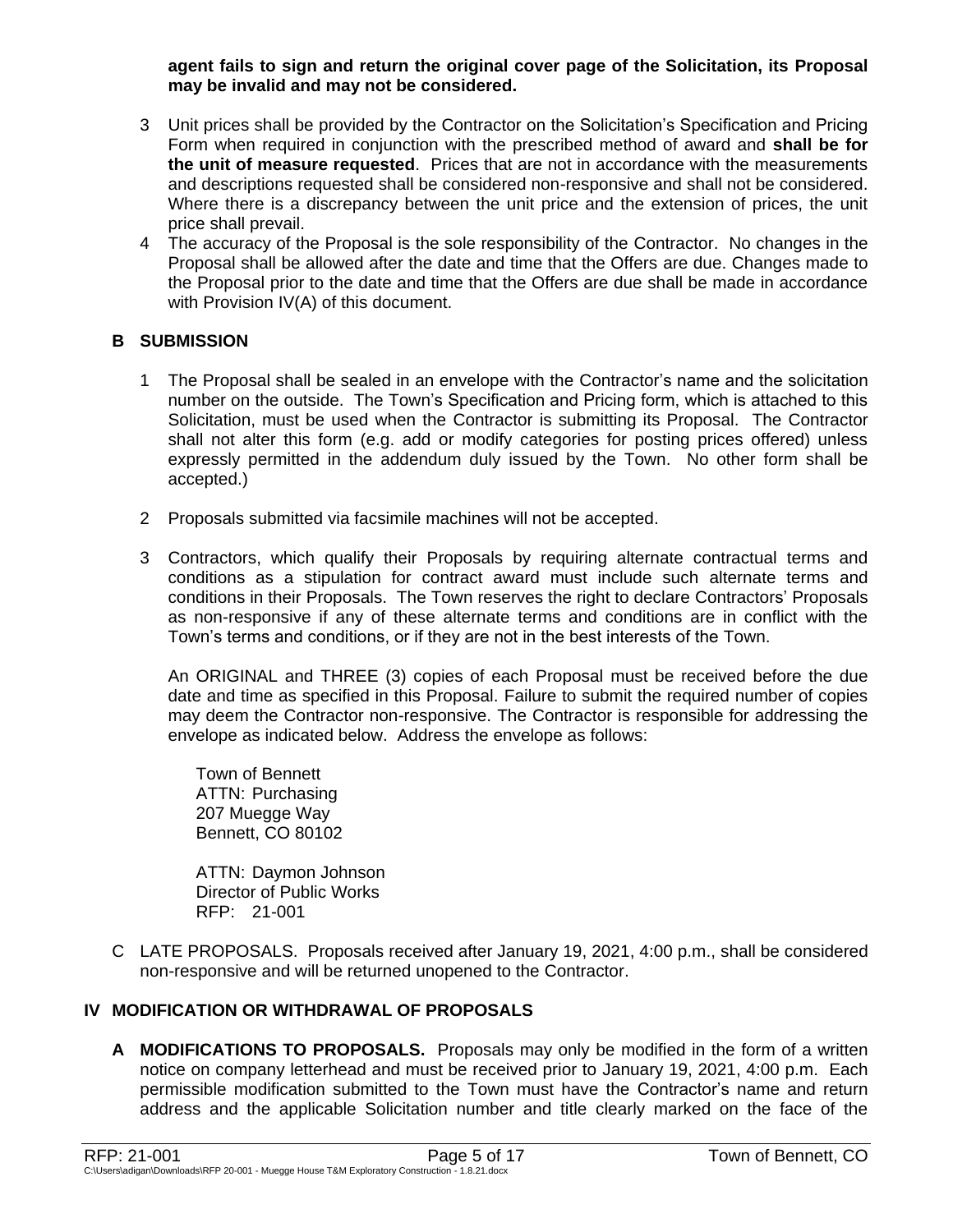**agent fails to sign and return the original cover page of the Solicitation, its Proposal may be invalid and may not be considered.**

3 Unit prices shall be provided by the Contractor on the Solicitation's Specification and Pricing Form when required in conjunction with the prescribed method of award and **shall be for the unit of measure requested**. Prices that are not in accordance with the measurements and descriptions requested shall be considered non-responsive and shall not be considered. Where there is a discrepancy between the unit price and the extension of prices, the unit price shall prevail.

4 The accuracy of the Proposal is the sole responsibility of the Contractor. No changes in the Proposal shall be allowed after the date and time that the Offers are due. Changes made to the Proposal prior to the date and time that the Offers are due shall be made in accordance with Provision IV(A) of this document.

### B SUBMISSION

1 The Proposal shall be sealed in an envelope with the Contractor's name and the solicitation number on the outside. The Town's Specification and Pricing form, which is attached to this Solicitation, must be used when the Contractor is submitting its Proposal. The Contractor shall not alter this form (e.g. add or modify categories for posting prices offered) unless expressly permitted in the addendum duly issued by the Town. No other form shall be accepted.)

2 Proposals submitted via facsimile machines will not be accepted.

3 Contractors, which qualify their Proposals by requiring alternate contractual terms and conditions as a stipulation for contract award must include such alternate terms and conditions in their Proposals. The Town reserves the right to declare Contractors' Proposals as non-responsive if any of these alternate terms and conditions are in conflict with the Town's terms and conditions, or if they are not in the best interests of the Town.

An ORIGINAL and THREE (3) copies of each Proposal must be received before the due date and time as specified in this Proposal. Failure to submit the required number of copies may deem the Contractor non-responsive. The Contractor is responsible for addressing the envelope as indicated below. Address the envelope as follows:

Town of Bennett
ATTN: Purchasing
207 Muegge Way
Bennett, CO 80102

ATTN: Daymon Johnson
Director of Public Works
RFP: 21-001

C LATE PROPOSALS. Proposals received after January 19, 2021, 4:00 p.m., shall be considered non-responsive and will be returned unopened to the Contractor.

## IV MODIFICATION OR WITHDRAWAL OF PROPOSALS

**A MODIFICATIONS TO PROPOSALS.** Proposals may only be modified in the form of a written notice on company letterhead and must be received prior to January 19, 2021, 4:00 p.m. Each permissible modification submitted to the Town must have the Contractor's name and return address and the applicable Solicitation number and title clearly marked on the face of the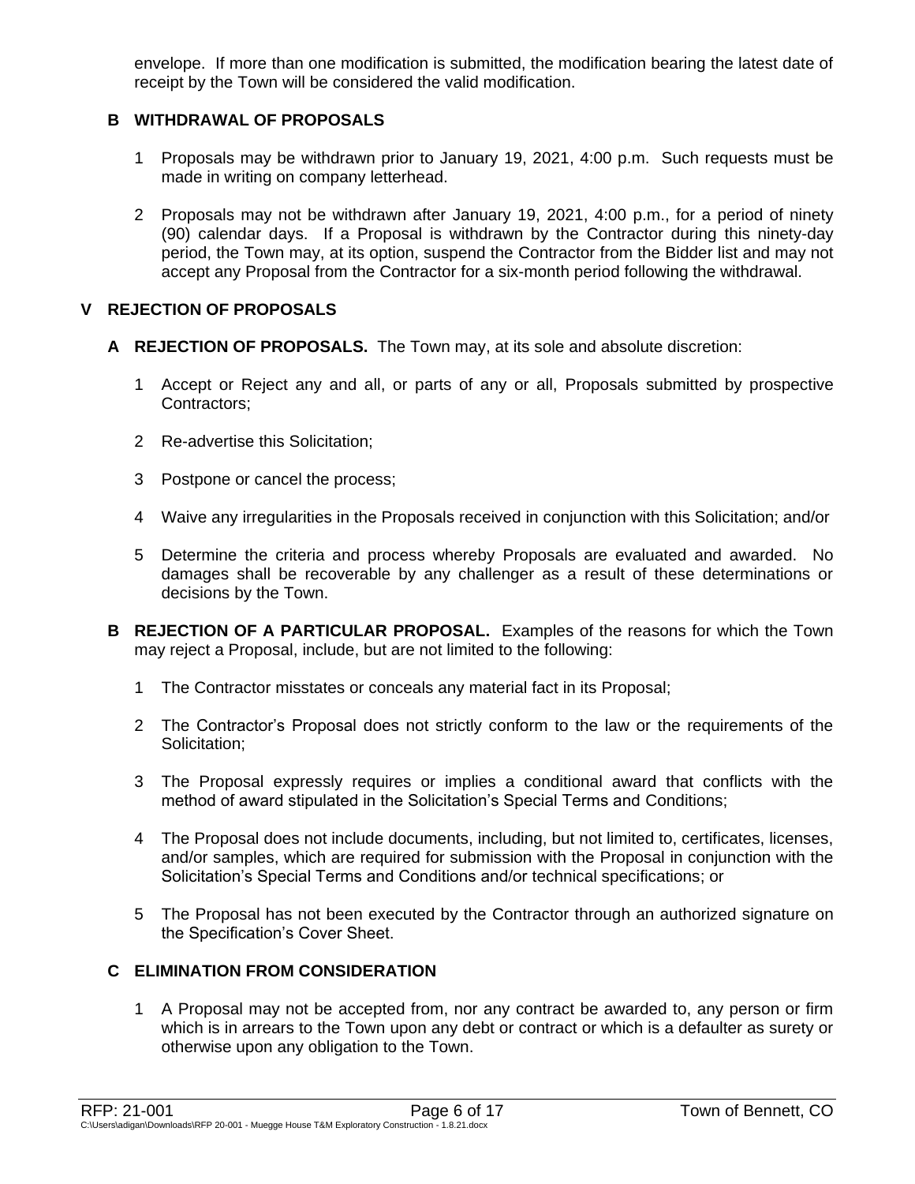envelope. If more than one modification is submitted, the modification bearing the latest date of receipt by the Town will be considered the valid modification.

### B WITHDRAWAL OF PROPOSALS

1 Proposals may be withdrawn prior to January 19, 2021, 4:00 p.m. Such requests must be made in writing on company letterhead.

2 Proposals may not be withdrawn after January 19, 2021, 4:00 p.m., for a period of ninety (90) calendar days. If a Proposal is withdrawn by the Contractor during this ninety-day period, the Town may, at its option, suspend the Contractor from the Bidder list and may not accept any Proposal from the Contractor for a six-month period following the withdrawal.

## V REJECTION OF PROPOSALS

**A REJECTION OF PROPOSALS.** The Town may, at its sole and absolute discretion:

1 Accept or Reject any and all, or parts of any or all, Proposals submitted by prospective Contractors;

2 Re-advertise this Solicitation;

3 Postpone or cancel the process;

4 Waive any irregularities in the Proposals received in conjunction with this Solicitation; and/or

5 Determine the criteria and process whereby Proposals are evaluated and awarded. No damages shall be recoverable by any challenger as a result of these determinations or decisions by the Town.

**B REJECTION OF A PARTICULAR PROPOSAL.** Examples of the reasons for which the Town may reject a Proposal, include, but are not limited to the following:

1 The Contractor misstates or conceals any material fact in its Proposal;

2 The Contractor's Proposal does not strictly conform to the law or the requirements of the Solicitation;

3 The Proposal expressly requires or implies a conditional award that conflicts with the method of award stipulated in the Solicitation's Special Terms and Conditions;

4 The Proposal does not include documents, including, but not limited to, certificates, licenses, and/or samples, which are required for submission with the Proposal in conjunction with the Solicitation's Special Terms and Conditions and/or technical specifications; or

5 The Proposal has not been executed by the Contractor through an authorized signature on the Specification's Cover Sheet.

### C ELIMINATION FROM CONSIDERATION

1 A Proposal may not be accepted from, nor any contract be awarded to, any person or firm which is in arrears to the Town upon any debt or contract or which is a defaulter as surety or otherwise upon any obligation to the Town.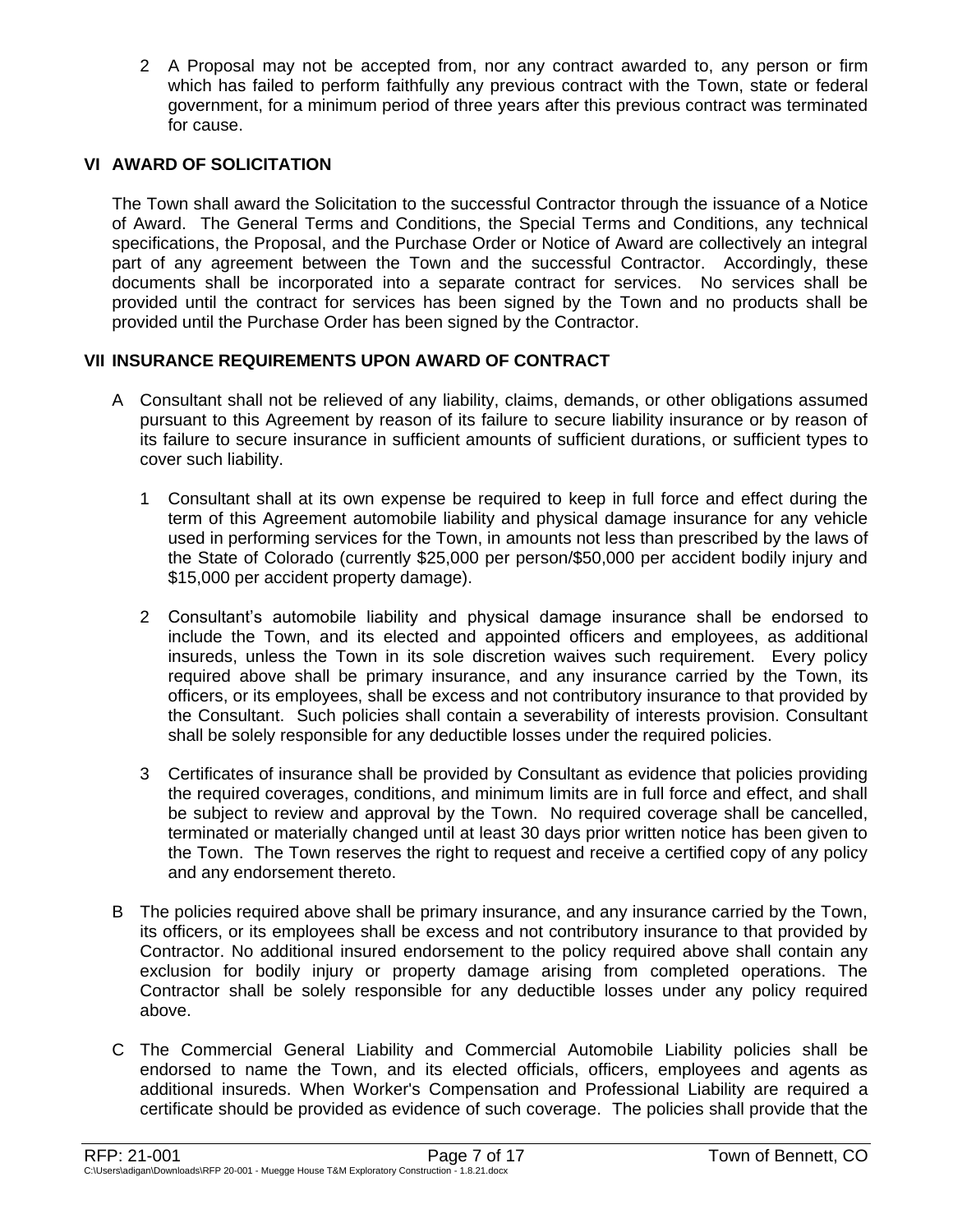2 A Proposal may not be accepted from, nor any contract awarded to, any person or firm which has failed to perform faithfully any previous contract with the Town, state or federal government, for a minimum period of three years after this previous contract was terminated for cause.

## VI AWARD OF SOLICITATION

The Town shall award the Solicitation to the successful Contractor through the issuance of a Notice of Award. The General Terms and Conditions, the Special Terms and Conditions, any technical specifications, the Proposal, and the Purchase Order or Notice of Award are collectively an integral part of any agreement between the Town and the successful Contractor. Accordingly, these documents shall be incorporated into a separate contract for services. No services shall be provided until the contract for services has been signed by the Town and no products shall be provided until the Purchase Order has been signed by the Contractor.

## VII INSURANCE REQUIREMENTS UPON AWARD OF CONTRACT

A Consultant shall not be relieved of any liability, claims, demands, or other obligations assumed pursuant to this Agreement by reason of its failure to secure liability insurance or by reason of its failure to secure insurance in sufficient amounts of sufficient durations, or sufficient types to cover such liability.

1 Consultant shall at its own expense be required to keep in full force and effect during the term of this Agreement automobile liability and physical damage insurance for any vehicle used in performing services for the Town, in amounts not less than prescribed by the laws of the State of Colorado (currently $25,000 per person/$50,000 per accident bodily injury and $15,000 per accident property damage).

2 Consultant's automobile liability and physical damage insurance shall be endorsed to include the Town, and its elected and appointed officers and employees, as additional insureds, unless the Town in its sole discretion waives such requirement. Every policy required above shall be primary insurance, and any insurance carried by the Town, its officers, or its employees, shall be excess and not contributory insurance to that provided by the Consultant. Such policies shall contain a severability of interests provision. Consultant shall be solely responsible for any deductible losses under the required policies.

3 Certificates of insurance shall be provided by Consultant as evidence that policies providing the required coverages, conditions, and minimum limits are in full force and effect, and shall be subject to review and approval by the Town. No required coverage shall be cancelled, terminated or materially changed until at least 30 days prior written notice has been given to the Town. The Town reserves the right to request and receive a certified copy of any policy and any endorsement thereto.

B The policies required above shall be primary insurance, and any insurance carried by the Town, its officers, or its employees shall be excess and not contributory insurance to that provided by Contractor. No additional insured endorsement to the policy required above shall contain any exclusion for bodily injury or property damage arising from completed operations. The Contractor shall be solely responsible for any deductible losses under any policy required above.

C The Commercial General Liability and Commercial Automobile Liability policies shall be endorsed to name the Town, and its elected officials, officers, employees and agents as additional insureds. When Worker's Compensation and Professional Liability are required a certificate should be provided as evidence of such coverage. The policies shall provide that the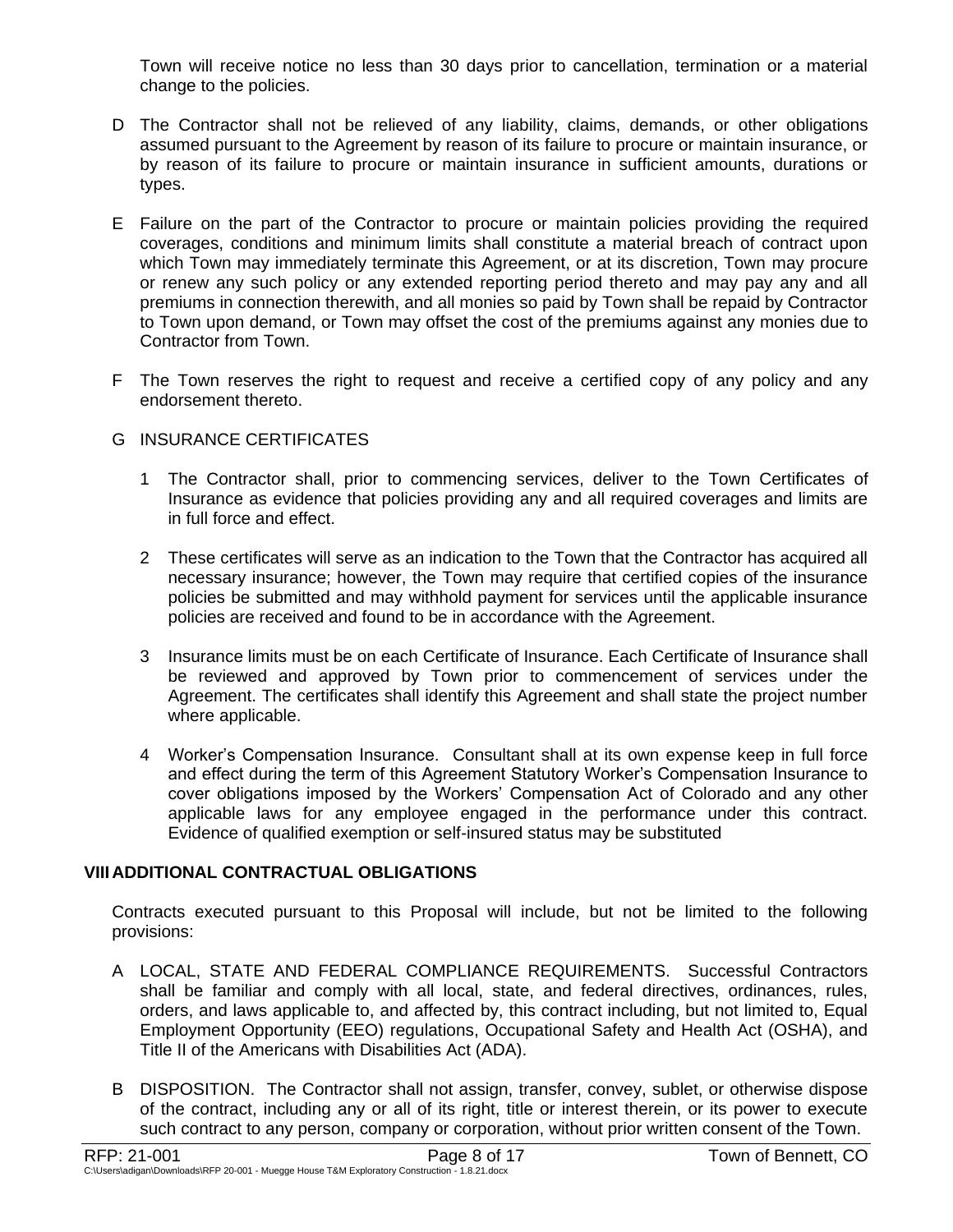Town will receive notice no less than 30 days prior to cancellation, termination or a material change to the policies.

D The Contractor shall not be relieved of any liability, claims, demands, or other obligations assumed pursuant to the Agreement by reason of its failure to procure or maintain insurance, or by reason of its failure to procure or maintain insurance in sufficient amounts, durations or types.

E Failure on the part of the Contractor to procure or maintain policies providing the required coverages, conditions and minimum limits shall constitute a material breach of contract upon which Town may immediately terminate this Agreement, or at its discretion, Town may procure or renew any such policy or any extended reporting period thereto and may pay any and all premiums in connection therewith, and all monies so paid by Town shall be repaid by Contractor to Town upon demand, or Town may offset the cost of the premiums against any monies due to Contractor from Town.

F The Town reserves the right to request and receive a certified copy of any policy and any endorsement thereto.

G INSURANCE CERTIFICATES

1. The Contractor shall, prior to commencing services, deliver to the Town Certificates of Insurance as evidence that policies providing any and all required coverages and limits are in full force and effect.

2. These certificates will serve as an indication to the Town that the Contractor has acquired all necessary insurance; however, the Town may require that certified copies of the insurance policies be submitted and may withhold payment for services until the applicable insurance policies are received and found to be in accordance with the Agreement.

3. Insurance limits must be on each Certificate of Insurance. Each Certificate of Insurance shall be reviewed and approved by Town prior to commencement of services under the Agreement. The certificates shall identify this Agreement and shall state the project number where applicable.

4. Worker's Compensation Insurance. Consultant shall at its own expense keep in full force and effect during the term of this Agreement Statutory Worker's Compensation Insurance to cover obligations imposed by the Workers' Compensation Act of Colorado and any other applicable laws for any employee engaged in the performance under this contract. Evidence of qualified exemption or self-insured status may be substituted

## VIII ADDITIONAL CONTRACTUAL OBLIGATIONS

Contracts executed pursuant to this Proposal will include, but not be limited to the following provisions:

A LOCAL, STATE AND FEDERAL COMPLIANCE REQUIREMENTS. Successful Contractors shall be familiar and comply with all local, state, and federal directives, ordinances, rules, orders, and laws applicable to, and affected by, this contract including, but not limited to, Equal Employment Opportunity (EEO) regulations, Occupational Safety and Health Act (OSHA), and Title II of the Americans with Disabilities Act (ADA).

B DISPOSITION. The Contractor shall not assign, transfer, convey, sublet, or otherwise dispose of the contract, including any or all of its right, title or interest therein, or its power to execute such contract to any person, company or corporation, without prior written consent of the Town.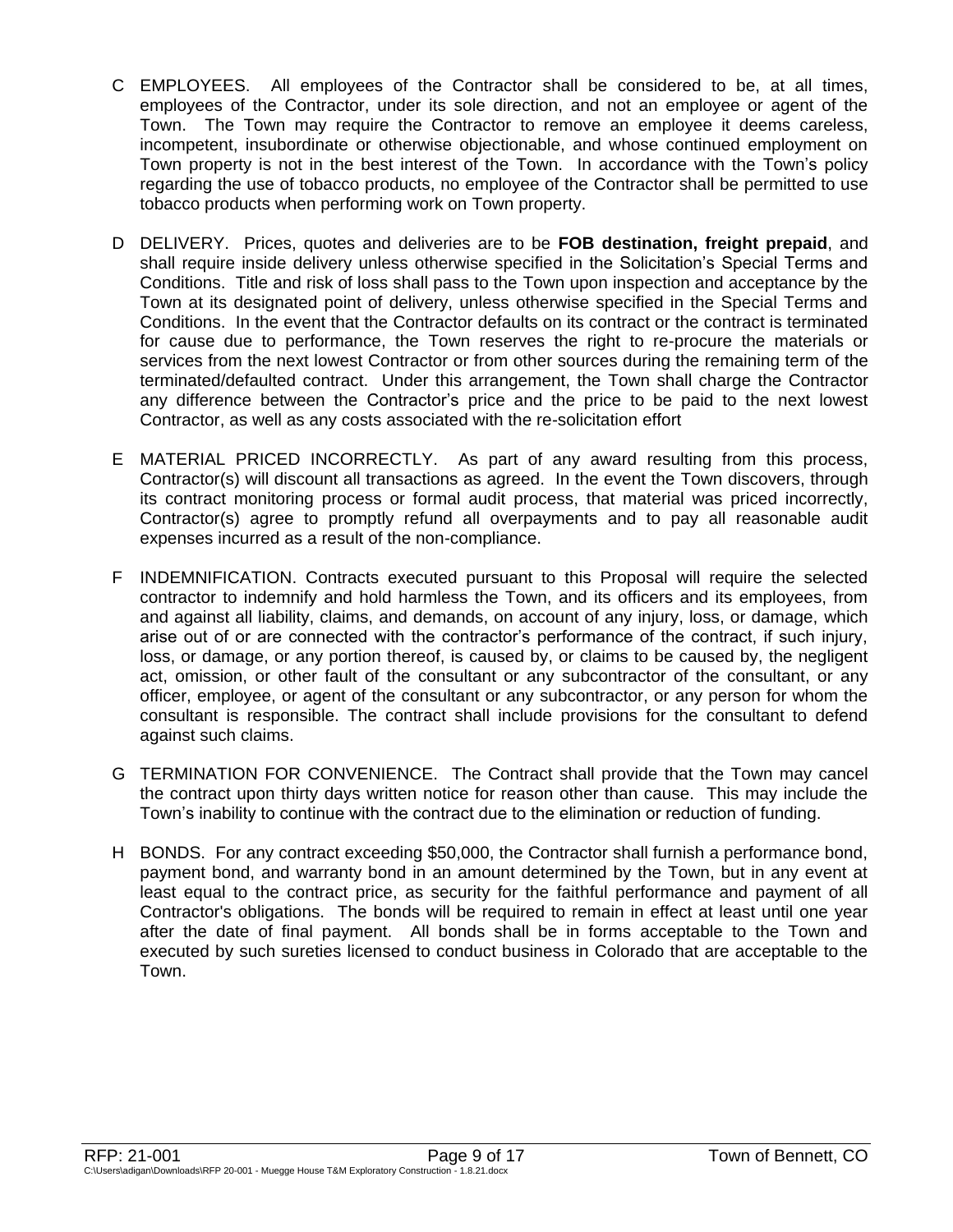C EMPLOYEES. All employees of the Contractor shall be considered to be, at all times, employees of the Contractor, under its sole direction, and not an employee or agent of the Town. The Town may require the Contractor to remove an employee it deems careless, incompetent, insubordinate or otherwise objectionable, and whose continued employment on Town property is not in the best interest of the Town. In accordance with the Town's policy regarding the use of tobacco products, no employee of the Contractor shall be permitted to use tobacco products when performing work on Town property.

D DELIVERY. Prices, quotes and deliveries are to be **FOB destination, freight prepaid**, and shall require inside delivery unless otherwise specified in the Solicitation's Special Terms and Conditions. Title and risk of loss shall pass to the Town upon inspection and acceptance by the Town at its designated point of delivery, unless otherwise specified in the Special Terms and Conditions. In the event that the Contractor defaults on its contract or the contract is terminated for cause due to performance, the Town reserves the right to re-procure the materials or services from the next lowest Contractor or from other sources during the remaining term of the terminated/defaulted contract. Under this arrangement, the Town shall charge the Contractor any difference between the Contractor's price and the price to be paid to the next lowest Contractor, as well as any costs associated with the re-solicitation effort

E MATERIAL PRICED INCORRECTLY. As part of any award resulting from this process, Contractor(s) will discount all transactions as agreed. In the event the Town discovers, through its contract monitoring process or formal audit process, that material was priced incorrectly, Contractor(s) agree to promptly refund all overpayments and to pay all reasonable audit expenses incurred as a result of the non-compliance.

F INDEMNIFICATION. Contracts executed pursuant to this Proposal will require the selected contractor to indemnify and hold harmless the Town, and its officers and its employees, from and against all liability, claims, and demands, on account of any injury, loss, or damage, which arise out of or are connected with the contractor's performance of the contract, if such injury, loss, or damage, or any portion thereof, is caused by, or claims to be caused by, the negligent act, omission, or other fault of the consultant or any subcontractor of the consultant, or any officer, employee, or agent of the consultant or any subcontractor, or any person for whom the consultant is responsible. The contract shall include provisions for the consultant to defend against such claims.

G TERMINATION FOR CONVENIENCE. The Contract shall provide that the Town may cancel the contract upon thirty days written notice for reason other than cause. This may include the Town's inability to continue with the contract due to the elimination or reduction of funding.

H BONDS. For any contract exceeding $50,000, the Contractor shall furnish a performance bond, payment bond, and warranty bond in an amount determined by the Town, but in any event at least equal to the contract price, as security for the faithful performance and payment of all Contractor's obligations. The bonds will be required to remain in effect at least until one year after the date of final payment. All bonds shall be in forms acceptable to the Town and executed by such sureties licensed to conduct business in Colorado that are acceptable to the Town.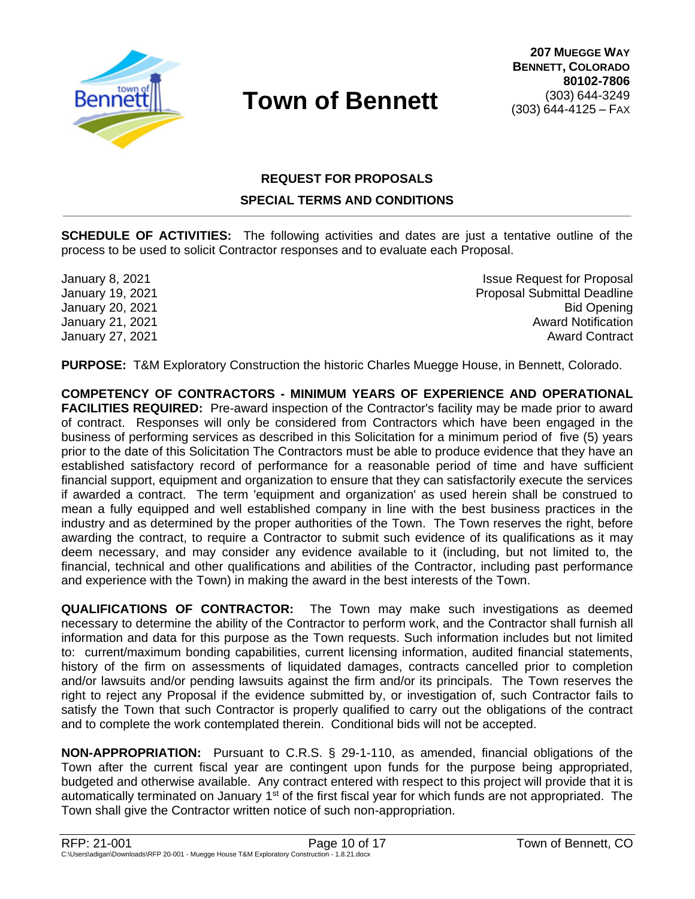# Town of Bennett

**207 MUEGGE WAY**
**BENNETT, COLORADO**
**80102-7806**
(303) 644-3249
(303) 644-4125 – FAX

## REQUEST FOR PROPOSALS
## SPECIAL TERMS AND CONDITIONS

**SCHEDULE OF ACTIVITIES:** The following activities and dates are just a tentative outline of the process to be used to solicit Contractor responses and to evaluate each Proposal.

| | |
|---|---|
| January 8, 2021 | Issue Request for Proposal |
| January 19, 2021 | Proposal Submittal Deadline |
| January 20, 2021 | Bid Opening |
| January 21, 2021 | Award Notification |
| January 27, 2021 | Award Contract |

**PURPOSE:** T&M Exploratory Construction the historic Charles Muegge House, in Bennett, Colorado.

**COMPETENCY OF CONTRACTORS - MINIMUM YEARS OF EXPERIENCE AND OPERATIONAL FACILITIES REQUIRED:** Pre-award inspection of the Contractor's facility may be made prior to award of contract. Responses will only be considered from Contractors which have been engaged in the business of performing services as described in this Solicitation for a minimum period of five (5) years prior to the date of this Solicitation The Contractors must be able to produce evidence that they have an established satisfactory record of performance for a reasonable period of time and have sufficient financial support, equipment and organization to ensure that they can satisfactorily execute the services if awarded a contract. The term 'equipment and organization' as used herein shall be construed to mean a fully equipped and well established company in line with the best business practices in the industry and as determined by the proper authorities of the Town. The Town reserves the right, before awarding the contract, to require a Contractor to submit such evidence of its qualifications as it may deem necessary, and may consider any evidence available to it (including, but not limited to, the financial, technical and other qualifications and abilities of the Contractor, including past performance and experience with the Town) in making the award in the best interests of the Town.

**QUALIFICATIONS OF CONTRACTOR:** The Town may make such investigations as deemed necessary to determine the ability of the Contractor to perform work, and the Contractor shall furnish all information and data for this purpose as the Town requests. Such information includes but not limited to: current/maximum bonding capabilities, current licensing information, audited financial statements, history of the firm on assessments of liquidated damages, contracts cancelled prior to completion and/or lawsuits and/or pending lawsuits against the firm and/or its principals. The Town reserves the right to reject any Proposal if the evidence submitted by, or investigation of, such Contractor fails to satisfy the Town that such Contractor is properly qualified to carry out the obligations of the contract and to complete the work contemplated therein. Conditional bids will not be accepted.

**NON-APPROPRIATION:** Pursuant to C.R.S. § 29-1-110, as amended, financial obligations of the Town after the current fiscal year are contingent upon funds for the purpose being appropriated, budgeted and otherwise available. Any contract entered with respect to this project will provide that it is automatically terminated on January 1st of the first fiscal year for which funds are not appropriated. The Town shall give the Contractor written notice of such non-appropriation.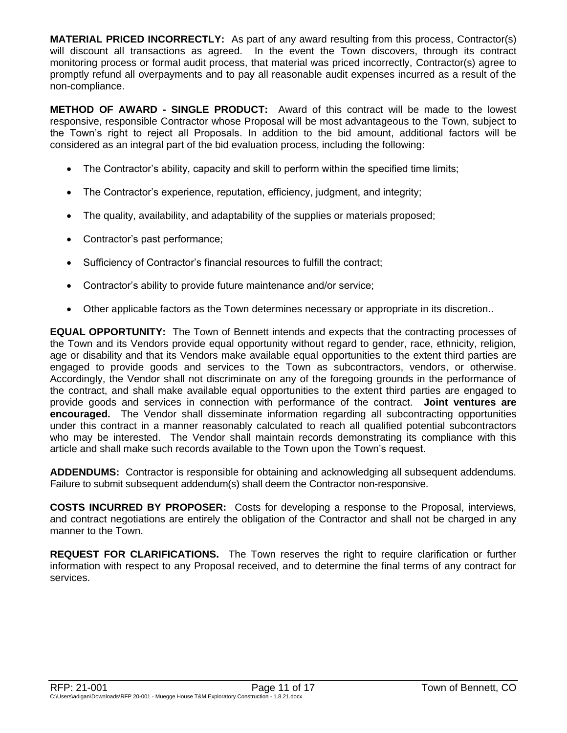**MATERIAL PRICED INCORRECTLY:** As part of any award resulting from this process, Contractor(s) will discount all transactions as agreed. In the event the Town discovers, through its contract monitoring process or formal audit process, that material was priced incorrectly, Contractor(s) agree to promptly refund all overpayments and to pay all reasonable audit expenses incurred as a result of the non-compliance.

**METHOD OF AWARD - SINGLE PRODUCT:** Award of this contract will be made to the lowest responsive, responsible Contractor whose Proposal will be most advantageous to the Town, subject to the Town's right to reject all Proposals. In addition to the bid amount, additional factors will be considered as an integral part of the bid evaluation process, including the following:

- The Contractor's ability, capacity and skill to perform within the specified time limits;
- The Contractor's experience, reputation, efficiency, judgment, and integrity;
- The quality, availability, and adaptability of the supplies or materials proposed;
- Contractor's past performance;
- Sufficiency of Contractor's financial resources to fulfill the contract;
- Contractor's ability to provide future maintenance and/or service;
- Other applicable factors as the Town determines necessary or appropriate in its discretion..

**EQUAL OPPORTUNITY:** The Town of Bennett intends and expects that the contracting processes of the Town and its Vendors provide equal opportunity without regard to gender, race, ethnicity, religion, age or disability and that its Vendors make available equal opportunities to the extent third parties are engaged to provide goods and services to the Town as subcontractors, vendors, or otherwise. Accordingly, the Vendor shall not discriminate on any of the foregoing grounds in the performance of the contract, and shall make available equal opportunities to the extent third parties are engaged to provide goods and services in connection with performance of the contract. **Joint ventures are encouraged.** The Vendor shall disseminate information regarding all subcontracting opportunities under this contract in a manner reasonably calculated to reach all qualified potential subcontractors who may be interested. The Vendor shall maintain records demonstrating its compliance with this article and shall make such records available to the Town upon the Town's request.

**ADDENDUMS:** Contractor is responsible for obtaining and acknowledging all subsequent addendums. Failure to submit subsequent addendum(s) shall deem the Contractor non-responsive.

**COSTS INCURRED BY PROPOSER:** Costs for developing a response to the Proposal, interviews, and contract negotiations are entirely the obligation of the Contractor and shall not be charged in any manner to the Town.

**REQUEST FOR CLARIFICATIONS.** The Town reserves the right to require clarification or further information with respect to any Proposal received, and to determine the final terms of any contract for services.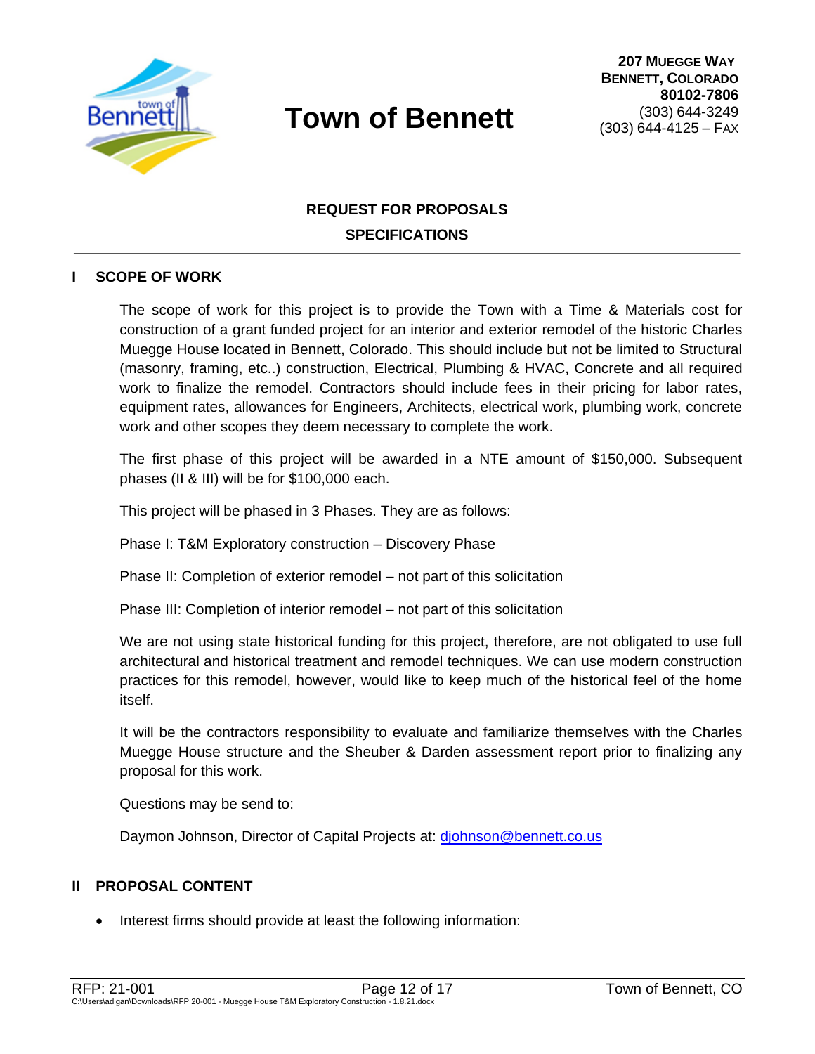# Town of Bennett

**207 MUEGGE WAY**
**BENNETT, COLORADO**
**80102-7806**
(303) 644-3249
(303) 644-4125 – FAX

## REQUEST FOR PROPOSALS
## SPECIFICATIONS

---

### I SCOPE OF WORK

The scope of work for this project is to provide the Town with a Time & Materials cost for construction of a grant funded project for an interior and exterior remodel of the historic Charles Muegge House located in Bennett, Colorado. This should include but not be limited to Structural (masonry, framing, etc..) construction, Electrical, Plumbing & HVAC, Concrete and all required work to finalize the remodel. Contractors should include fees in their pricing for labor rates, equipment rates, allowances for Engineers, Architects, electrical work, plumbing work, concrete work and other scopes they deem necessary to complete the work.

The first phase of this project will be awarded in a NTE amount of $150,000. Subsequent phases (II & III) will be for $100,000 each.

This project will be phased in 3 Phases. They are as follows:

Phase I: T&M Exploratory construction – Discovery Phase

Phase II: Completion of exterior remodel – not part of this solicitation

Phase III: Completion of interior remodel – not part of this solicitation

We are not using state historical funding for this project, therefore, are not obligated to use full architectural and historical treatment and remodel techniques. We can use modern construction practices for this remodel, however, would like to keep much of the historical feel of the home itself.

It will be the contractors responsibility to evaluate and familiarize themselves with the Charles Muegge House structure and the Sheuber & Darden assessment report prior to finalizing any proposal for this work.

Questions may be send to:

Daymon Johnson, Director of Capital Projects at: djohnson@bennett.co.us

### II PROPOSAL CONTENT

- Interest firms should provide at least the following information: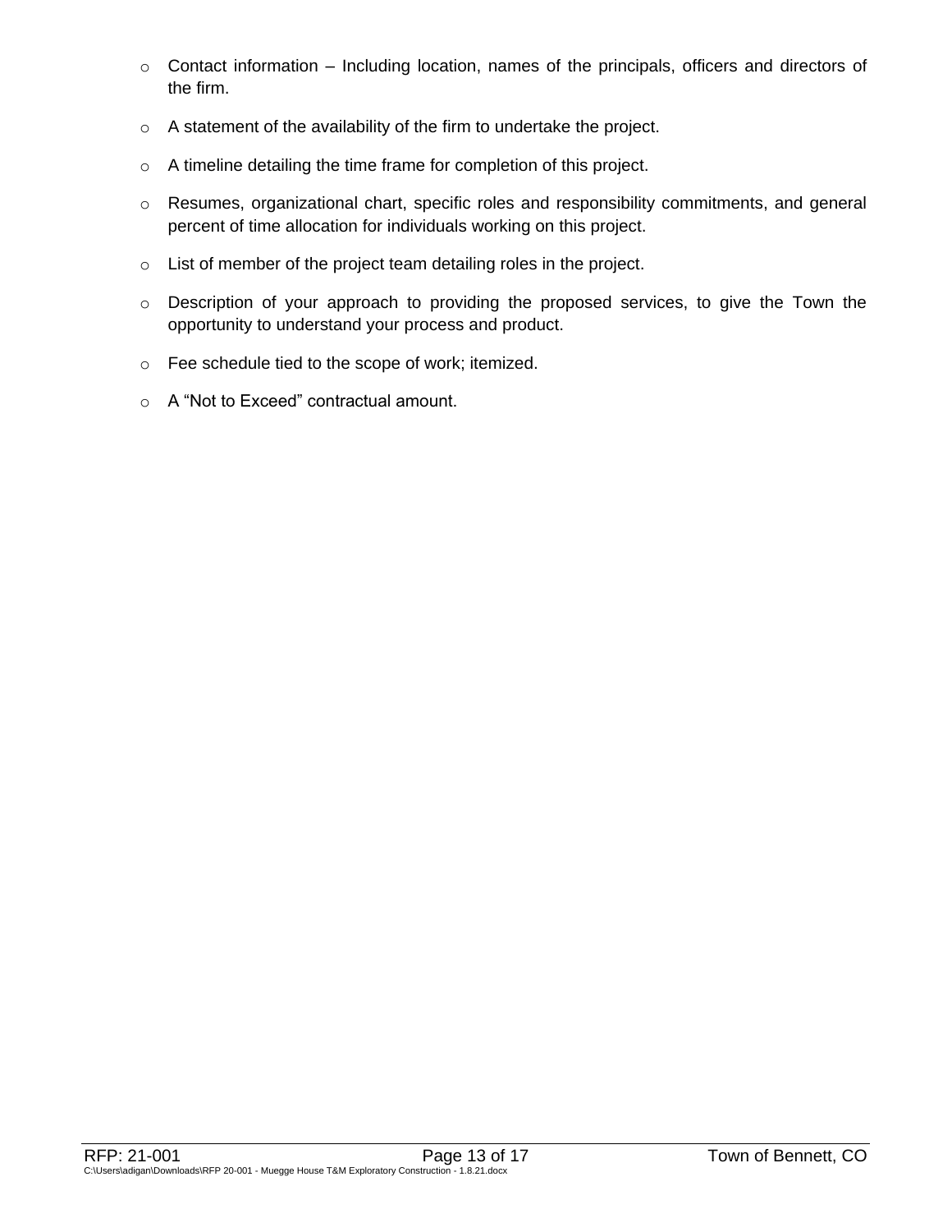- Contact information – Including location, names of the principals, officers and directors of the firm.
- A statement of the availability of the firm to undertake the project.
- A timeline detailing the time frame for completion of this project.
- Resumes, organizational chart, specific roles and responsibility commitments, and general percent of time allocation for individuals working on this project.
- List of member of the project team detailing roles in the project.
- Description of your approach to providing the proposed services, to give the Town the opportunity to understand your process and product.
- Fee schedule tied to the scope of work; itemized.
- A "Not to Exceed" contractual amount.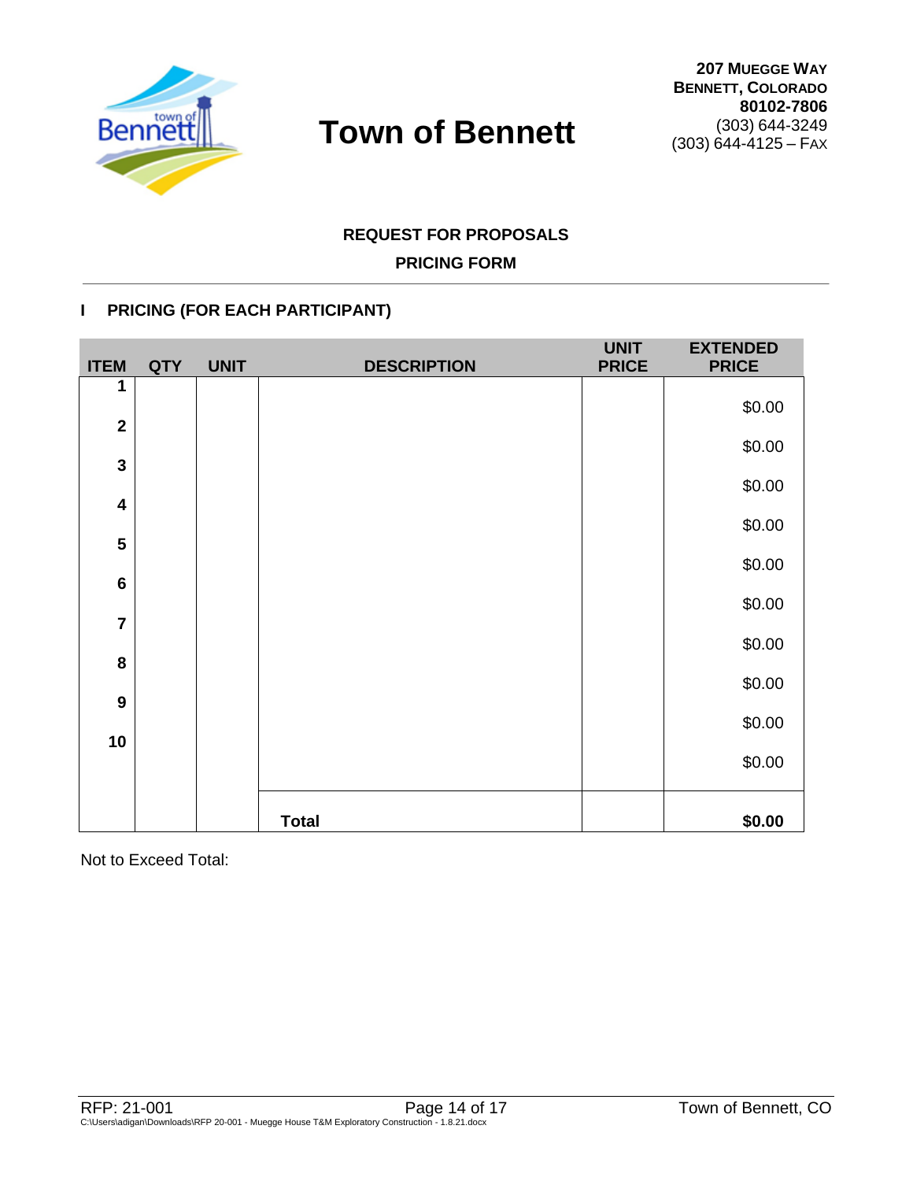# Town of Bennett

**207 Muegge Way**
**Bennett, Colorado**
**80102-7806**
(303) 644-3249
(303) 644-4125 – Fax

**REQUEST FOR PROPOSALS**

**PRICING FORM**

## I PRICING (FOR EACH PARTICIPANT)

| ITEM | QTY | UNIT | DESCRIPTION | UNIT PRICE | EXTENDED PRICE |
|---|---|---|---|---|---|
| 1 | | | | | $0.00 |
| 2 | | | | | $0.00 |
| 3 | | | | | $0.00 |
| 4 | | | | | $0.00 |
| 5 | | | | | $0.00 |
| 6 | | | | | $0.00 |
| 7 | | | | | $0.00 |
| 8 | | | | | $0.00 |
| 9 | | | | | $0.00 |
| 10 | | | | | $0.00 |
| | | | **Total** | | **$0.00** |

Not to Exceed Total: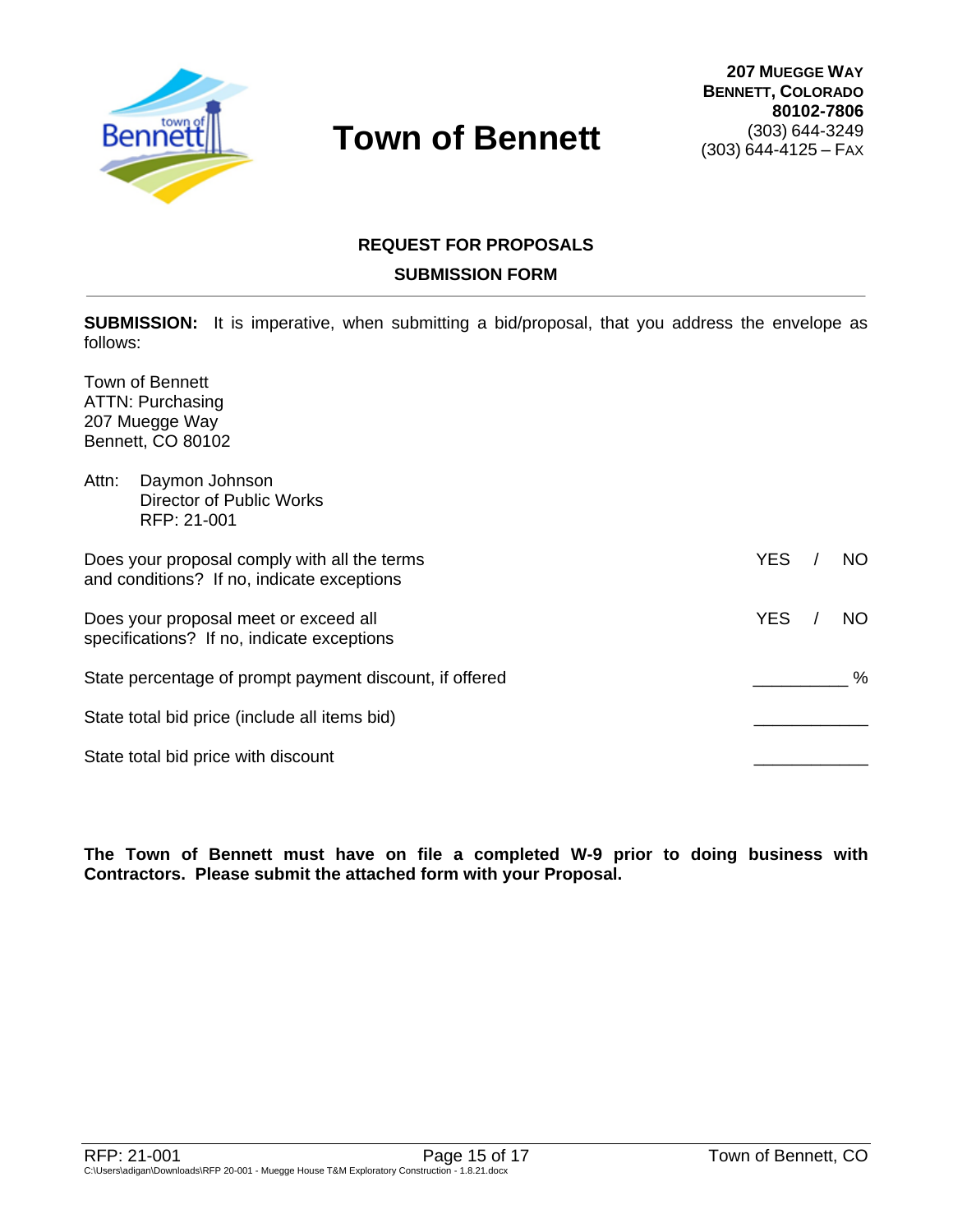# Town of Bennett

**207 MUEGGE WAY**
**BENNETT, COLORADO**
**80102-7806**
(303) 644-3249
(303) 644-4125 – FAX

## REQUEST FOR PROPOSALS

## SUBMISSION FORM

---

**SUBMISSION:** It is imperative, when submitting a bid/proposal, that you address the envelope as follows:

Town of Bennett
ATTN: Purchasing
207 Muegge Way
Bennett, CO 80102

Attn: Daymon Johnson
Director of Public Works
RFP: 21-001

Does your proposal comply with all the terms and conditions? If no, indicate exceptions — YES / NO

Does your proposal meet or exceed all specifications? If no, indicate exceptions — YES / NO

State percentage of prompt payment discount, if offered __________ %

State total bid price (include all items bid) ____________

State total bid price with discount ____________

**The Town of Bennett must have on file a completed W-9 prior to doing business with Contractors. Please submit the attached form with your Proposal.**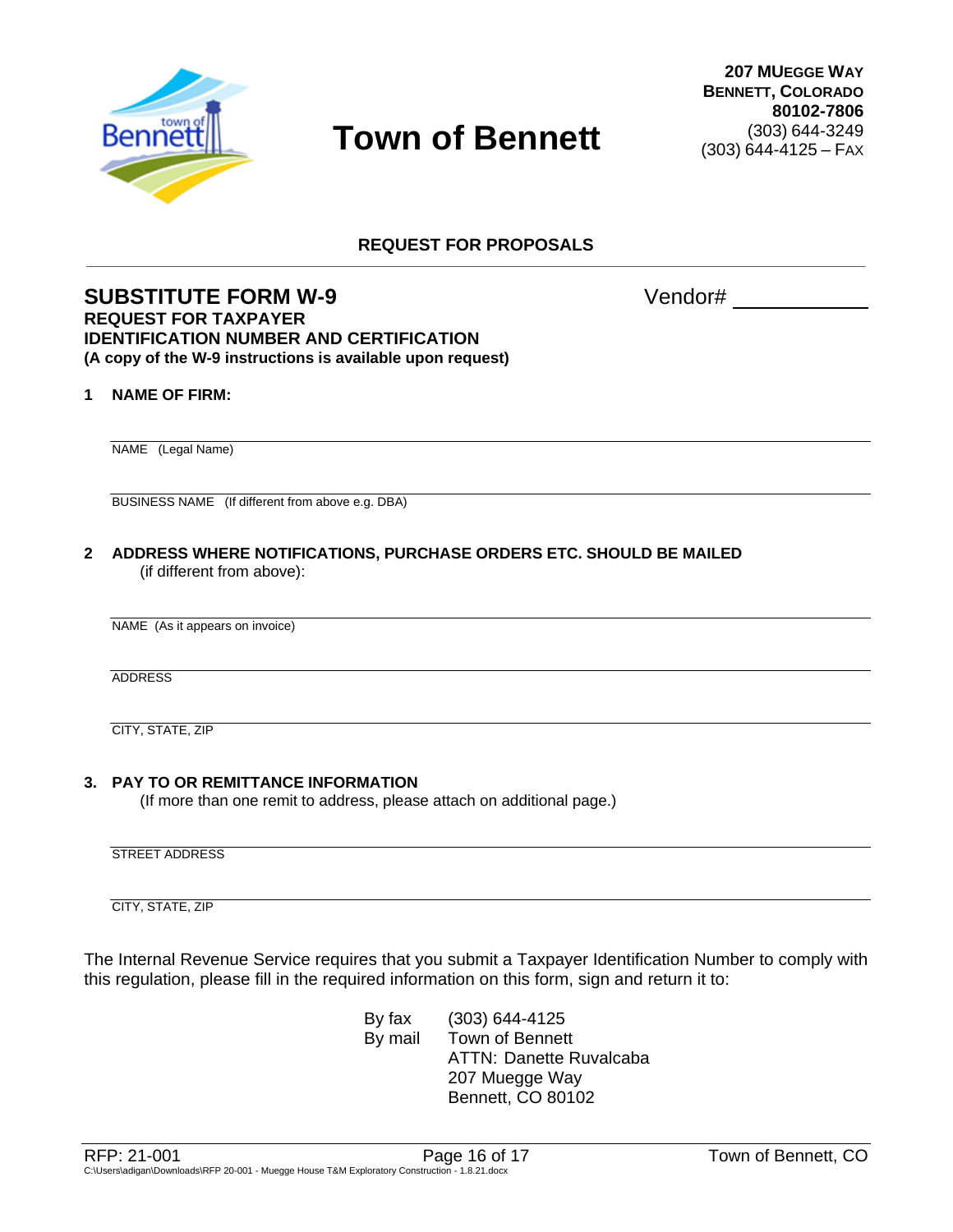# Town of Bennett

**207 Muegge Way**
**Bennett, Colorado**
**80102-7806**
(303) 644-3249
(303) 644-4125 – Fax

## REQUEST FOR PROPOSALS

## SUBSTITUTE FORM W-9

Vendor# ___________

**REQUEST FOR TAXPAYER**
**IDENTIFICATION NUMBER AND CERTIFICATION**
**(A copy of the W-9 instructions is available upon request)**

**1 NAME OF FIRM:**

_______________________________________________
NAME (Legal Name)

_______________________________________________
BUSINESS NAME (If different from above e.g. DBA)

**2 ADDRESS WHERE NOTIFICATIONS, PURCHASE ORDERS ETC. SHOULD BE MAILED**
(if different from above):

_______________________________________________
NAME (As it appears on invoice)

_______________________________________________
ADDRESS

_______________________________________________
CITY, STATE, ZIP

**3. PAY TO OR REMITTANCE INFORMATION**
(If more than one remit to address, please attach on additional page.)

_______________________________________________
STREET ADDRESS

_______________________________________________
CITY, STATE, ZIP

The Internal Revenue Service requires that you submit a Taxpayer Identification Number to comply with this regulation, please fill in the required information on this form, sign and return it to:

By fax (303) 644-4125
By mail Town of Bennett
ATTN: Danette Ruvalcaba
207 Muegge Way
Bennett, CO 80102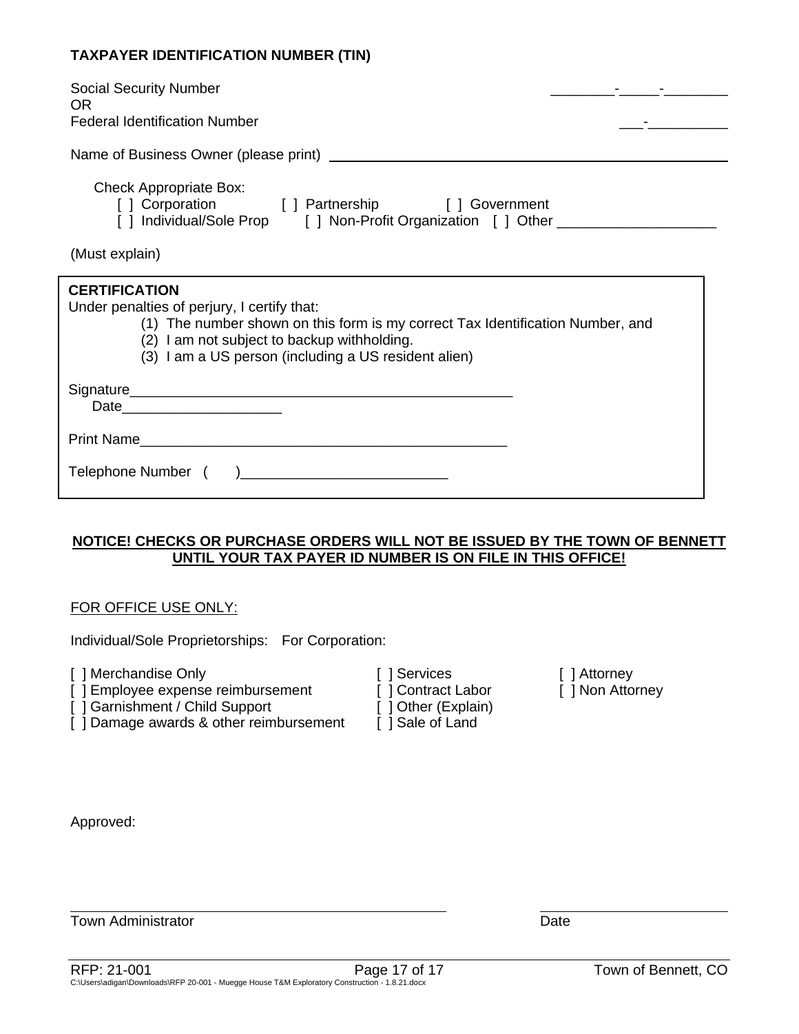**TAXPAYER IDENTIFICATION NUMBER (TIN)**

Social Security Number ________-_____-________
OR
Federal Identification Number ___-__________

Name of Business Owner (please print) ______________________________________________

Check Appropriate Box:
[ ] Corporation [ ] Partnership [ ] Government
[ ] Individual/Sole Prop [ ] Non-Profit Organization [ ] Other ____________________

(Must explain)

**CERTIFICATION**
Under penalties of perjury, I certify that:

(1) The number shown on this form is my correct Tax Identification Number, and
(2) I am not subject to backup withholding.
(3) I am a US person (including a US resident alien)

Signature__________________________________________________
Date____________________

Print Name________________________________________________

Telephone Number ( )__________________________

**NOTICE! CHECKS OR PURCHASE ORDERS WILL NOT BE ISSUED BY THE TOWN OF BENNETT UNTIL YOUR TAX PAYER ID NUMBER IS ON FILE IN THIS OFFICE!**

FOR OFFICE USE ONLY:

Individual/Sole Proprietorships: For Corporation:

[ ] Merchandise Only
[ ] Employee expense reimbursement
[ ] Garnishment / Child Support
[ ] Damage awards & other reimbursement

[ ] Services
[ ] Contract Labor
[ ] Other (Explain)
[ ] Sale of Land

[ ] Attorney
[ ] Non Attorney

Approved:

______________________________________________ ______________________
Town Administrator Date

C:\Users\adigan\Downloads\RFP 20-001 - Muegge House T&M Exploratory Construction - 1.8.21.docx